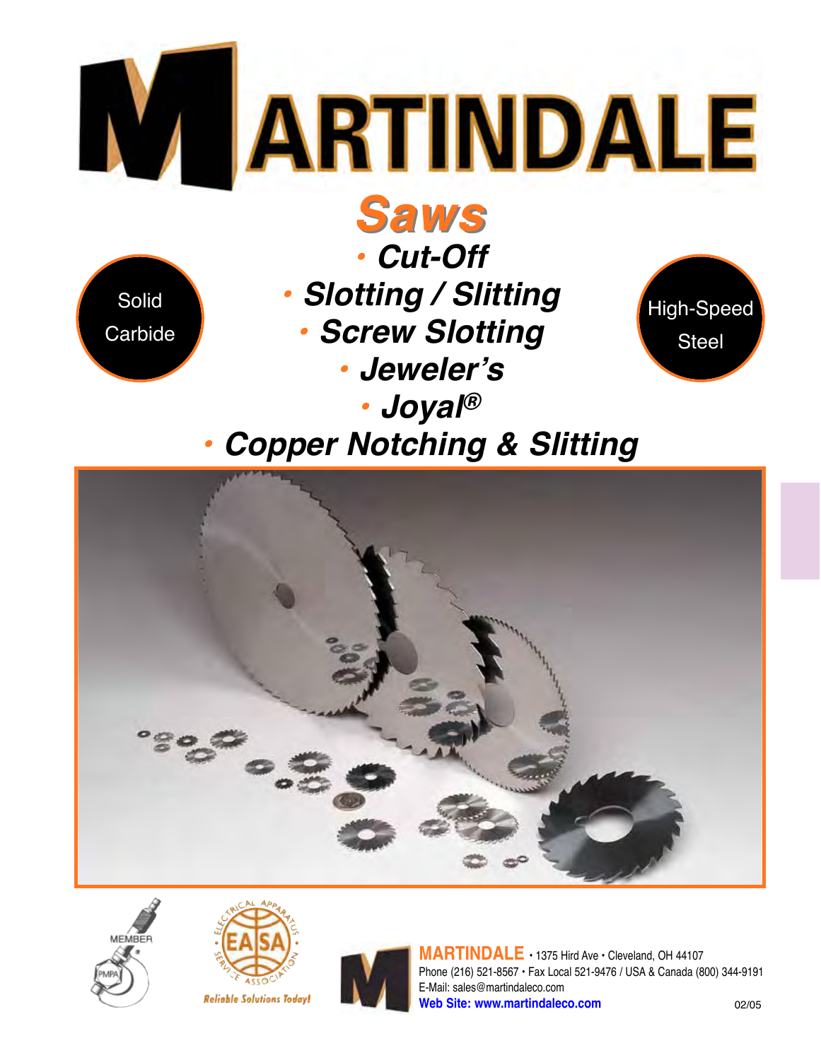# MARTINDALE

## Saws

- Cut-Off
- Slotting / Slitting
- Screw Slotting
- Jeweler's
- Joyal®
- Copper Notching & Slitting

Solid Carbide

High-Speed Steel

MEMBER PMPA

EASA Electrical Apparatus Service Association — Reliable Solutions Today!

**MARTINDALE** • 1375 Hird Ave • Cleveland, OH 44107
Phone (216) 521-8567 • Fax Local 521-9476 / USA & Canada (800) 344-9191
E-Mail: sales@martindaleco.com
**Web Site: www.martindaleco.com**

02/05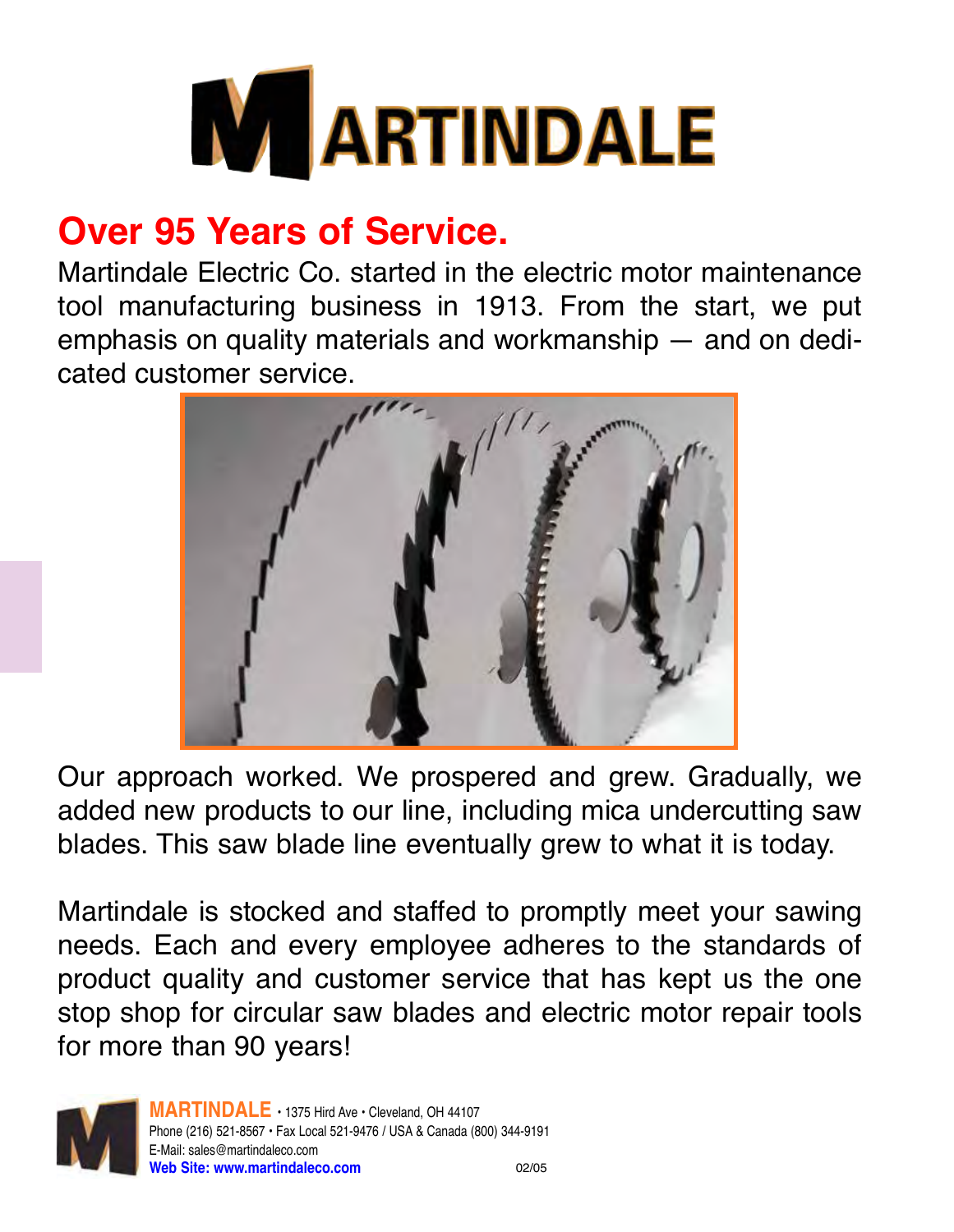# MARTINDALE

## Over 95 Years of Service.

Martindale Electric Co. started in the electric motor maintenance tool manufacturing business in 1913. From the start, we put emphasis on quality materials and workmanship — and on dedicated customer service.

Our approach worked. We prospered and grew. Gradually, we added new products to our line, including mica undercutting saw blades. This saw blade line eventually grew to what it is today.

Martindale is stocked and staffed to promptly meet your sawing needs. Each and every employee adheres to the standards of product quality and customer service that has kept us the one stop shop for circular saw blades and electric motor repair tools for more than 90 years!

**MARTINDALE** • 1375 Hird Ave • Cleveland, OH 44107
Phone (216) 521-8567 • Fax Local 521-9476 / USA & Canada (800) 344-9191
E-Mail: sales@martindaleco.com
**Web Site: www.martindaleco.com**

02/05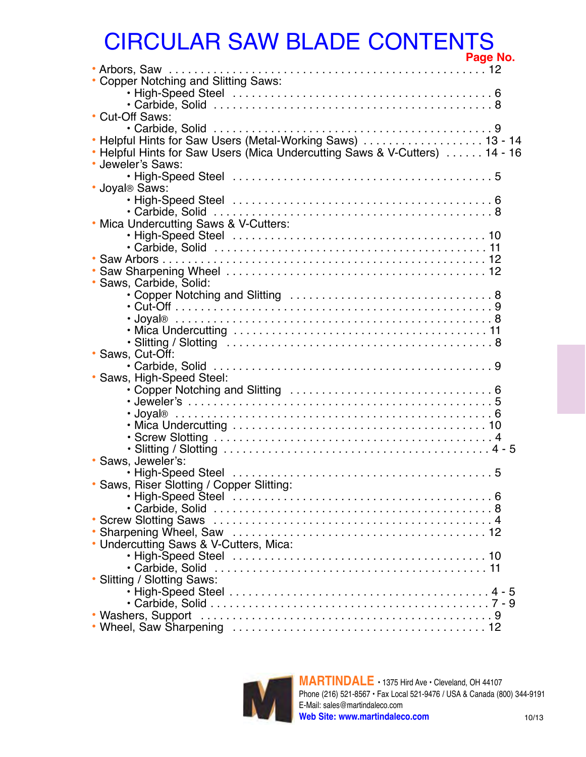# CIRCULAR SAW BLADE CONTENTS

**Page No.**

- Arbors, Saw . . . . . . . . . . . . . . . . . . . . . . . . . . . . . . . . . . . . . . . . . . . . 12
- Copper Notching and Slitting Saws:
  - High-Speed Steel . . . . . . . . . . . . . . . . . . . . . . . . . . . . . . . . . . . . . 6
  - Carbide, Solid . . . . . . . . . . . . . . . . . . . . . . . . . . . . . . . . . . . . . . . 8
- Cut-Off Saws:
  - Carbide, Solid . . . . . . . . . . . . . . . . . . . . . . . . . . . . . . . . . . . . . . . 9
- Helpful Hints for Saw Users (Metal-Working Saws) . . . . . . . . . . . . . . . . . . . 13 - 14
- Helpful Hints for Saw Users (Mica Undercutting Saws & V-Cutters) . . . . . . 14 - 16
- Jeweler's Saws:
  - High-Speed Steel . . . . . . . . . . . . . . . . . . . . . . . . . . . . . . . . . . . . . 5
- Joyal® Saws:
  - High-Speed Steel . . . . . . . . . . . . . . . . . . . . . . . . . . . . . . . . . . . . . 6
  - Carbide, Solid . . . . . . . . . . . . . . . . . . . . . . . . . . . . . . . . . . . . . . . 8
- Mica Undercutting Saws & V-Cutters:
  - High-Speed Steel . . . . . . . . . . . . . . . . . . . . . . . . . . . . . . . . . . . . . 10
  - Carbide, Solid . . . . . . . . . . . . . . . . . . . . . . . . . . . . . . . . . . . . . . . 11
- Saw Arbors . . . . . . . . . . . . . . . . . . . . . . . . . . . . . . . . . . . . . . . . . . . . 12
- Saw Sharpening Wheel . . . . . . . . . . . . . . . . . . . . . . . . . . . . . . . . . . . 12
- Saws, Carbide, Solid:
  - Copper Notching and Slitting . . . . . . . . . . . . . . . . . . . . . . . . . . . . . . 8
  - Cut-Off . . . . . . . . . . . . . . . . . . . . . . . . . . . . . . . . . . . . . . . . . . . . 9
  - Joyal® . . . . . . . . . . . . . . . . . . . . . . . . . . . . . . . . . . . . . . . . . . . . 8
  - Mica Undercutting . . . . . . . . . . . . . . . . . . . . . . . . . . . . . . . . . . . . 11
  - Slitting / Slotting . . . . . . . . . . . . . . . . . . . . . . . . . . . . . . . . . . . . . 8
- Saws, Cut-Off:
  - Carbide, Solid . . . . . . . . . . . . . . . . . . . . . . . . . . . . . . . . . . . . . . . 9
- Saws, High-Speed Steel:
  - Copper Notching and Slitting . . . . . . . . . . . . . . . . . . . . . . . . . . . . . . 6
  - Jeweler's . . . . . . . . . . . . . . . . . . . . . . . . . . . . . . . . . . . . . . . . . . . 5
  - Joyal® . . . . . . . . . . . . . . . . . . . . . . . . . . . . . . . . . . . . . . . . . . . . 6
  - Mica Undercutting . . . . . . . . . . . . . . . . . . . . . . . . . . . . . . . . . . . . 10
  - Screw Slotting . . . . . . . . . . . . . . . . . . . . . . . . . . . . . . . . . . . . . . . 4
  - Slitting / Slotting . . . . . . . . . . . . . . . . . . . . . . . . . . . . . . . . . . . . . 4 - 5
- Saws, Jeweler's:
  - High-Speed Steel . . . . . . . . . . . . . . . . . . . . . . . . . . . . . . . . . . . . . 5
- Saws, Riser Slotting / Copper Slitting:
  - High-Speed Steel . . . . . . . . . . . . . . . . . . . . . . . . . . . . . . . . . . . . . 6
  - Carbide, Solid . . . . . . . . . . . . . . . . . . . . . . . . . . . . . . . . . . . . . . . 8
- Screw Slotting Saws . . . . . . . . . . . . . . . . . . . . . . . . . . . . . . . . . . . . . 4
- Sharpening Wheel, Saw . . . . . . . . . . . . . . . . . . . . . . . . . . . . . . . . . . 12
- Undercutting Saws & V-Cutters, Mica:
  - High-Speed Steel . . . . . . . . . . . . . . . . . . . . . . . . . . . . . . . . . . . . . 10
  - Carbide, Solid . . . . . . . . . . . . . . . . . . . . . . . . . . . . . . . . . . . . . . . 11
- Slitting / Slotting Saws:
  - High-Speed Steel . . . . . . . . . . . . . . . . . . . . . . . . . . . . . . . . . . . . . 4 - 5
  - Carbide, Solid . . . . . . . . . . . . . . . . . . . . . . . . . . . . . . . . . . . . . . . 7 - 9
- Washers, Support . . . . . . . . . . . . . . . . . . . . . . . . . . . . . . . . . . . . . . . 9
- Wheel, Saw Sharpening . . . . . . . . . . . . . . . . . . . . . . . . . . . . . . . . . . 12

**MARTINDALE** • 1375 Hird Ave • Cleveland, OH 44107
Phone (216) 521-8567 • Fax Local 521-9476 / USA & Canada (800) 344-9191
E-Mail: sales@martindaleco.com
**Web Site: www.martindaleco.com**

10/13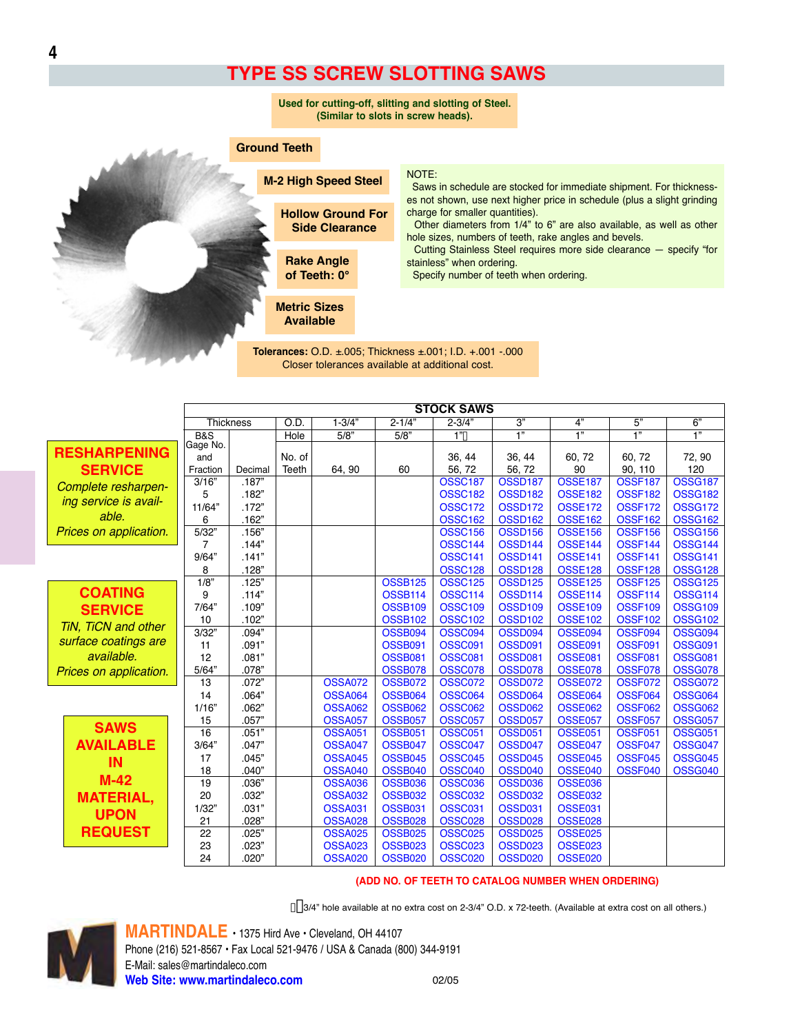# TYPE SS SCREW SLOTTING SAWS

**Used for cutting-off, slitting and slotting of Steel. (Similar to slots in screw heads).**

**Ground Teeth**

**M-2 High Speed Steel**

**Hollow Ground For Side Clearance**

**Rake Angle of Teeth: 0°**

**Metric Sizes Available**

NOTE:
Saws in schedule are stocked for immediate shipment. For thicknesses not shown, use next higher price in schedule (plus a slight grinding charge for smaller quantities).
Other diameters from 1/4" to 6" are also available, as well as other hole sizes, numbers of teeth, rake angles and bevels.
Cutting Stainless Steel requires more side clearance — specify "for stainless" when ordering.
Specify number of teeth when ordering.

**Tolerances:** O.D. ±.005; Thickness ±.001; I.D. +.001 -.000
Closer tolerances available at additional cost.

**RESHARPENING SERVICE**
*Complete resharpening service is available. Prices on application.*

**COATING SERVICE**
*TiN, TiCN and other surface coatings are available. Prices on application.*

**SAWS AVAILABLE IN M-42 MATERIAL, UPON REQUEST**

**STOCK SAWS**

| Thickness | | O.D. | 1-3/4" | 2-1/4" | 2-3/4" | 3" | 4" | 5" | 6" |
|---|---|---|---|---|---|---|---|---|---|
| B&S Gage No. and Fraction | Decimal | Hole | 5/8" | 5/8" | 1"* | 1" | 1" | 1" | 1" |
| | | No. of Teeth | 64, 90 | 60 | 36, 44 56, 72 | 36, 44 56, 72 | 60, 72 90 | 60, 72 90, 110 | 72, 90 120 |
| 3/16" | .187" | | | | OSSC187 | OSSD187 | OSSE187 | OSSF187 | OSSG187 |
| 5 | .182" | | | | OSSC182 | OSSD182 | OSSE182 | OSSF182 | OSSG182 |
| 11/64" | .172" | | | | OSSC172 | OSSD172 | OSSE172 | OSSF172 | OSSG172 |
| 6 | .162" | | | | OSSC162 | OSSD162 | OSSE162 | OSSF162 | OSSG162 |
| 5/32" | .156" | | | | OSSC156 | OSSD156 | OSSE156 | OSSF156 | OSSG156 |
| 7 | .144" | | | | OSSC144 | OSSD144 | OSSE144 | OSSF144 | OSSG144 |
| 9/64" | .141" | | | | OSSC141 | OSSD141 | OSSE141 | OSSF141 | OSSG141 |
| 8 | .128" | | | | OSSC128 | OSSD128 | OSSE128 | OSSF128 | OSSG128 |
| 1/8" | .125" | | | OSSB125 | OSSC125 | OSSD125 | OSSE125 | OSSF125 | OSSG125 |
| 9 | .114" | | | OSSB114 | OSSC114 | OSSD114 | OSSE114 | OSSF114 | OSSG114 |
| 7/64" | .109" | | | OSSB109 | OSSC109 | OSSD109 | OSSE109 | OSSF109 | OSSG109 |
| 10 | .102" | | | OSSB102 | OSSC102 | OSSD102 | OSSE102 | OSSF102 | OSSG102 |
| 3/32" | .094" | | | OSSB094 | OSSC094 | OSSD094 | OSSE094 | OSSF094 | OSSG094 |
| 11 | .091" | | | OSSB091 | OSSC091 | OSSD091 | OSSE091 | OSSF091 | OSSG091 |
| 12 | .081" | | | OSSB081 | OSSC081 | OSSD081 | OSSE081 | OSSF081 | OSSG081 |
| 5/64" | .078" | | | OSSB078 | OSSC078 | OSSD078 | OSSE078 | OSSF078 | OSSG078 |
| 13 | .072" | | OSSA072 | OSSB072 | OSSC072 | OSSD072 | OSSE072 | OSSF072 | OSSG072 |
| 14 | .064" | | OSSA064 | OSSB064 | OSSC064 | OSSD064 | OSSE064 | OSSF064 | OSSG064 |
| 1/16" | .062" | | OSSA062 | OSSB062 | OSSC062 | OSSD062 | OSSE062 | OSSF062 | OSSG062 |
| 15 | .057" | | OSSA057 | OSSB057 | OSSC057 | OSSD057 | OSSE057 | OSSF057 | OSSG057 |
| 16 | .051" | | OSSA051 | OSSB051 | OSSC051 | OSSD051 | OSSE051 | OSSF051 | OSSG051 |
| 3/64" | .047" | | OSSA047 | OSSB047 | OSSC047 | OSSD047 | OSSE047 | OSSF047 | OSSG047 |
| 17 | .045" | | OSSA045 | OSSB045 | OSSC045 | OSSD045 | OSSE045 | OSSF045 | OSSG045 |
| 18 | .040" | | OSSA040 | OSSB040 | OSSC040 | OSSD040 | OSSE040 | OSSF040 | OSSG040 |
| 19 | .036" | | OSSA036 | OSSB036 | OSSC036 | OSSD036 | OSSE036 | | |
| 20 | .032" | | OSSA032 | OSSB032 | OSSC032 | OSSD032 | OSSE032 | | |
| 1/32" | .031" | | OSSA031 | OSSB031 | OSSC031 | OSSD031 | OSSE031 | | |
| 21 | .028" | | OSSA028 | OSSB028 | OSSC028 | OSSD028 | OSSE028 | | |
| 22 | .025" | | OSSA025 | OSSB025 | OSSC025 | OSSD025 | OSSE025 | | |
| 23 | .023" | | OSSA023 | OSSB023 | OSSC023 | OSSD023 | OSSE023 | | |
| 24 | .020" | | OSSA020 | OSSB020 | OSSC020 | OSSD020 | OSSE020 | | |

**(ADD NO. OF TEETH TO CATALOG NUMBER WHEN ORDERING)**

*3/4" hole available at no extra cost on 2-3/4" O.D. x 72-teeth. (Available at extra cost on all others.)

**MARTINDALE** • 1375 Hird Ave • Cleveland, OH 44107
Phone (216) 521-8567 • Fax Local 521-9476 / USA & Canada (800) 344-9191
E-Mail: sales@martindaleco.com
**Web Site: www.martindaleco.com**

02/05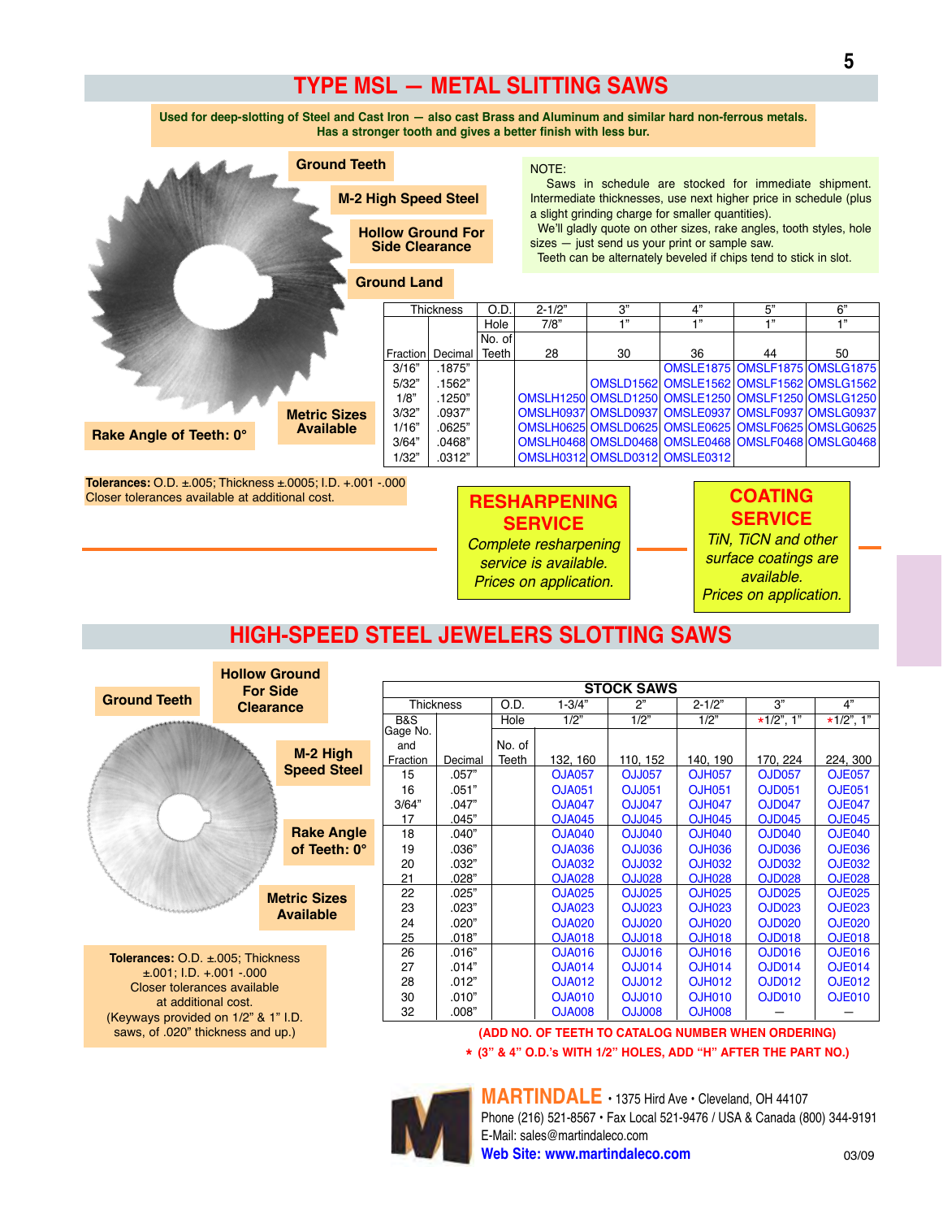# TYPE MSL — METAL SLITTING SAWS

**Used for deep-slotting of Steel and Cast Iron — also cast Brass and Aluminum and similar hard non-ferrous metals. Has a stronger tooth and gives a better finish with less bur.**

**Ground Teeth**

**M-2 High Speed Steel**

**Hollow Ground For Side Clearance**

**Ground Land**

**Metric Sizes Available**

**Rake Angle of Teeth: 0°**

NOTE:
Saws in schedule are stocked for immediate shipment. Intermediate thicknesses, use next higher price in schedule (plus a slight grinding charge for smaller quantities).
We'll gladly quote on other sizes, rake angles, tooth styles, hole sizes — just send us your print or sample saw.
Teeth can be alternately beveled if chips tend to stick in slot.

| Thickness | | O.D. | 2-1/2" | 3" | 4" | 5" | 6" |
|---|---|---|---|---|---|---|---|
| | | Hole | 7/8" | 1" | 1" | 1" | 1" |
| Fraction | Decimal | No. of Teeth | 28 | 30 | 36 | 44 | 50 |
| 3/16" | .1875" | | | | OMSLE1875 | OMSLF1875 | OMSLG1875 |
| 5/32" | .1562" | | | OMSLD1562 | OMSLE1562 | OMSLF1562 | OMSLG1562 |
| 1/8" | .1250" | | OMSLH1250 | OMSLD1250 | OMSLE1250 | OMSLF1250 | OMSLG1250 |
| 3/32" | .0937" | | OMSLH0937 | OMSLD0937 | OMSLE0937 | OMSLF0937 | OMSLG0937 |
| 1/16" | .0625" | | OMSLH0625 | OMSLD0625 | OMSLE0625 | OMSLF0625 | OMSLG0625 |
| 3/64" | .0468" | | OMSLH0468 | OMSLD0468 | OMSLE0468 | OMSLF0468 | OMSLG0468 |
| 1/32" | .0312" | | OMSLH0312 | OMSLD0312 | OMSLE0312 | | |

**Tolerances:** O.D. ±.005; Thickness ±.0005; I.D. +.001 -.000
Closer tolerances available at additional cost.

**RESHARPENING SERVICE**
*Complete resharpening service is available. Prices on application.*

**COATING SERVICE**
*TiN, TiCN and other surface coatings are available. Prices on application.*

# HIGH-SPEED STEEL JEWELERS SLOTTING SAWS

**Ground Teeth**

**Hollow Ground For Side Clearance**

**M-2 High Speed Steel**

**Rake Angle of Teeth: 0°**

**Metric Sizes Available**

**Tolerances:** O.D. ±.005; Thickness ±.001; I.D. +.001 -.000
Closer tolerances available at additional cost.
(Keyways provided on 1/2" & 1" I.D. saws, of .020" thickness and up.)

| STOCK SAWS | | | | | | | |
|---|---|---|---|---|---|---|---|
| Thickness | | O.D. | 1-3/4" | 2" | 2-1/2" | 3" | 4" |
| B&S Gage No. and Fraction | Decimal | Hole | 1/2" | 1/2" | 1/2" | *1/2", 1" | *1/2", 1" |
| | | No. of Teeth | 132, 160 | 110, 152 | 140, 190 | 170, 224 | 224, 300 |
| 15 | .057" | | OJA057 | OJJ057 | OJH057 | OJD057 | OJE057 |
| 16 | .051" | | OJA051 | OJJ051 | OJH051 | OJD051 | OJE051 |
| 3/64" | .047" | | OJA047 | OJJ047 | OJH047 | OJD047 | OJE047 |
| 17 | .045" | | OJA045 | OJJ045 | OJH045 | OJD045 | OJE045 |
| 18 | .040" | | OJA040 | OJJ040 | OJH040 | OJD040 | OJE040 |
| 19 | .036" | | OJA036 | OJJ036 | OJH036 | OJD036 | OJE036 |
| 20 | .032" | | OJA032 | OJJ032 | OJH032 | OJD032 | OJE032 |
| 21 | .028" | | OJA028 | OJJ028 | OJH028 | OJD028 | OJE028 |
| 22 | .025" | | OJA025 | OJJ025 | OJH025 | OJD025 | OJE025 |
| 23 | .023" | | OJA023 | OJJ023 | OJH023 | OJD023 | OJE023 |
| 24 | .020" | | OJA020 | OJJ020 | OJH020 | OJD020 | OJE020 |
| 25 | .018" | | OJA018 | OJJ018 | OJH018 | OJD018 | OJE018 |
| 26 | .016" | | OJA016 | OJJ016 | OJH016 | OJD016 | OJE016 |
| 27 | .014" | | OJA014 | OJJ014 | OJH014 | OJD014 | OJE014 |
| 28 | .012" | | OJA012 | OJJ012 | OJH012 | OJD012 | OJE012 |
| 30 | .010" | | OJA010 | OJJ010 | OJH010 | OJD010 | OJE010 |
| 32 | .008" | | OJA008 | OJJ008 | OJH008 | — | — |

**(ADD NO. OF TEETH TO CATALOG NUMBER WHEN ORDERING)**

**\* (3" & 4" O.D.'s WITH 1/2" HOLES, ADD "H" AFTER THE PART NO.)**

**MARTINDALE** • 1375 Hird Ave • Cleveland, OH 44107
Phone (216) 521-8567 • Fax Local 521-9476 / USA & Canada (800) 344-9191
E-Mail: sales@martindaleco.com
**Web Site: www.martindaleco.com**

03/09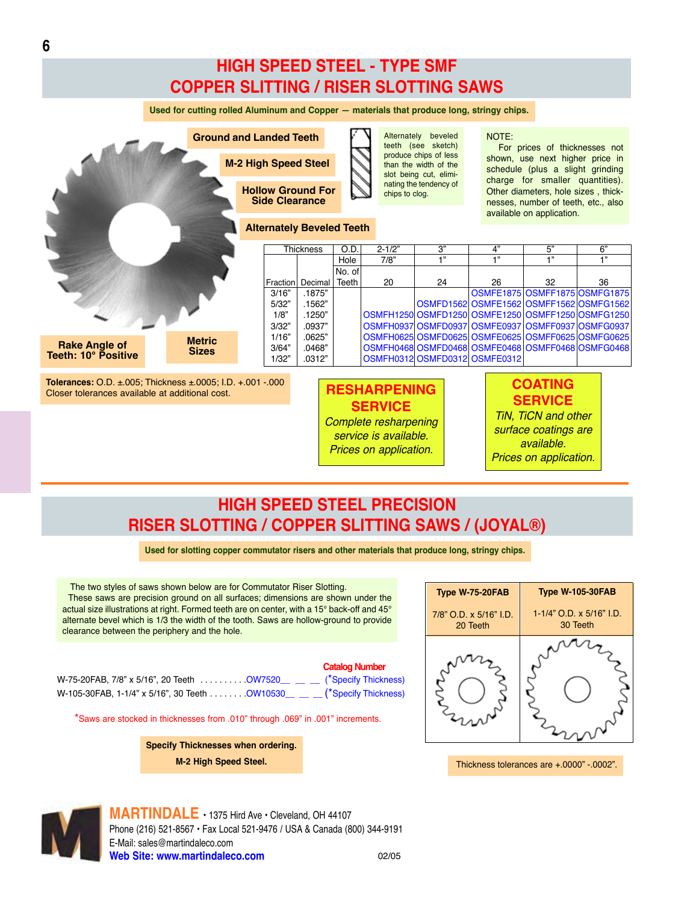# HIGH SPEED STEEL - TYPE SMF
# COPPER SLITTING / RISER SLOTTING SAWS

**Used for cutting rolled Aluminum and Copper — materials that produce long, stringy chips.**

**Ground and Landed Teeth**

**M-2 High Speed Steel**

**Hollow Ground For Side Clearance**

**Alternately Beveled Teeth**

**Rake Angle of Teeth: 10° Positive**

**Metric Sizes**

Alternately beveled teeth (see sketch) produce chips of less than the width of the slot being cut, eliminating the tendency of chips to clog.

NOTE:
For prices of thicknesses not shown, use next higher price in schedule (plus a slight grinding charge for smaller quantities). Other diameters, hole sizes, thicknesses, number of teeth, etc., also available on application.

| Thickness | | O.D. | 2-1/2" | 3" | 4" | 5" | 6" |
|---|---|---|---|---|---|---|---|
| | | Hole | 7/8" | 1" | 1" | 1" | 1" |
| Fraction | Decimal | No. of Teeth | 20 | 24 | 26 | 32 | 36 |
| 3/16" | .1875" | | | | OSMFE1875 | OSMFF1875 | OSMFG1875 |
| 5/32" | .1562" | | | OSMFD1562 | OSMFE1562 | OSMFF1562 | OSMFG1562 |
| 1/8" | .1250" | | OSMFH1250 | OSMFD1250 | OSMFE1250 | OSMFF1250 | OSMFG1250 |
| 3/32" | .0937" | | OSMFH0937 | OSMFD0937 | OSMFE0937 | OSMFF0937 | OSMFG0937 |
| 1/16" | .0625" | | OSMFH0625 | OSMFD0625 | OSMFE0625 | OSMFF0625 | OSMFG0625 |
| 3/64" | .0468" | | OSMFH0468 | OSMFD0468 | OSMFE0468 | OSMFF0468 | OSMFG0468 |
| 1/32" | .0312" | | OSMFH0312 | OSMFD0312 | OSMFE0312 | | |

**Tolerances:** O.D. ±.005; Thickness ±.0005; I.D. +.001 -.000
Closer tolerances available at additional cost.

**RESHARPENING SERVICE**
*Complete resharpening service is available. Prices on application.*

**COATING SERVICE**
*TiN, TiCN and other surface coatings are available. Prices on application.*

# HIGH SPEED STEEL PRECISION
# RISER SLOTTING / COPPER SLITTING SAWS / (JOYAL®)

**Used for slotting copper commutator risers and other materials that produce long, stringy chips.**

The two styles of saws shown below are for Commutator Riser Slotting. These saws are precision ground on all surfaces; dimensions are shown under the actual size illustrations at right. Formed teeth are on center, with a 15° back-off and 45° alternate bevel which is 1/3 the width of the tooth. Saws are hollow-ground to provide clearance between the periphery and the hole.

| Type W-75-20FAB | Type W-105-30FAB |
|---|---|
| 7/8" O.D. x 5/16" I.D. 20 Teeth | 1-1/4" O.D. x 5/16" I.D. 30 Teeth |

| | Catalog Number |
|---|---|
| W-75-20FAB, 7/8" x 5/16", 20 Teeth | OW7520__ __ __ (*Specify Thickness) |
| W-105-30FAB, 1-1/4" x 5/16", 30 Teeth | OW10530__ __ __ (*Specify Thickness) |

*Saws are stocked in thicknesses from .010" through .069" in .001" increments.

**Specify Thicknesses when ordering.**
**M-2 High Speed Steel.**

Thickness tolerances are +.0000" -.0002".

**MARTINDALE** • 1375 Hird Ave • Cleveland, OH 44107
Phone (216) 521-8567 • Fax Local 521-9476 / USA & Canada (800) 344-9191
E-Mail: sales@martindaleco.com
**Web Site: www.martindaleco.com**

02/05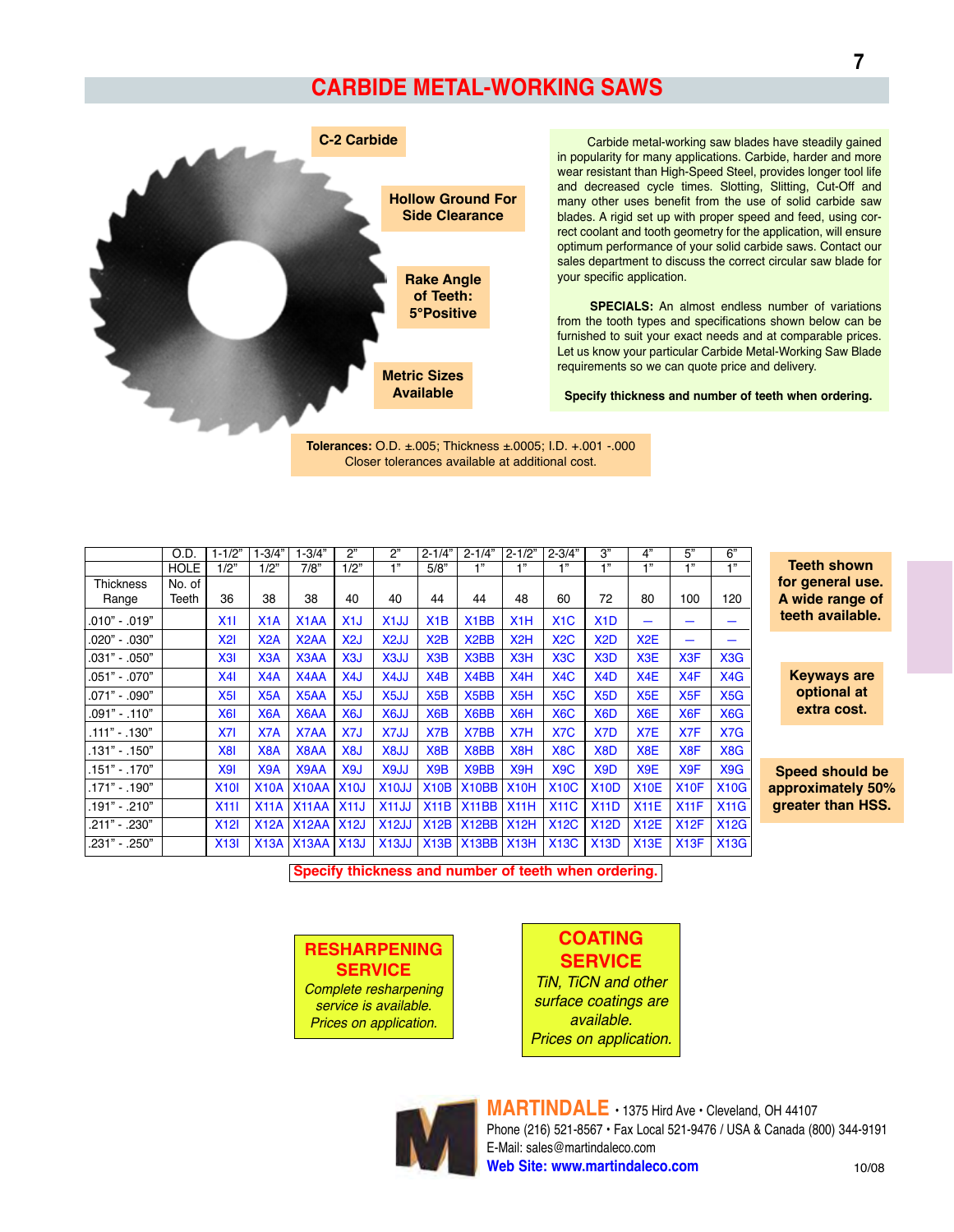# CARBIDE METAL-WORKING SAWS

**C-2 Carbide**

**Hollow Ground For Side Clearance**

**Rake Angle of Teeth: 5°Positive**

**Metric Sizes Available**

Carbide metal-working saw blades have steadily gained in popularity for many applications. Carbide, harder and more wear resistant than High-Speed Steel, provides longer tool life and decreased cycle times. Slotting, Slitting, Cut-Off and many other uses benefit from the use of solid carbide saw blades. A rigid set up with proper speed and feed, using correct coolant and tooth geometry for the application, will ensure optimum performance of your solid carbide saws. Contact our sales department to discuss the correct circular saw blade for your specific application.

**SPECIALS:** An almost endless number of variations from the tooth types and specifications shown below can be furnished to suit your exact needs and at comparable prices. Let us know your particular Carbide Metal-Working Saw Blade requirements so we can quote price and delivery.

**Specify thickness and number of teeth when ordering.**

**Tolerances:** O.D. ±.005; Thickness ±.0005; I.D. +.001 -.000
Closer tolerances available at additional cost.

| | O.D. | 1-1/2" | 1-3/4" | 1-3/4" | 2" | 2" | 2-1/4" | 2-1/4" | 2-1/2" | 2-3/4" | 3" | 4" | 5" | 6" |
|---|---|---|---|---|---|---|---|---|---|---|---|---|---|---|
| | HOLE | 1/2" | 1/2" | 7/8" | 1/2" | 1" | 5/8" | 1" | 1" | 1" | 1" | 1" | 1" | 1" |
| Thickness Range | No. of Teeth | 36 | 38 | 38 | 40 | 40 | 44 | 44 | 48 | 60 | 72 | 80 | 100 | 120 |
| .010" - .019" | | X1I | X1A | X1AA | X1J | X1JJ | X1B | X1BB | X1H | X1C | X1D | — | — | — |
| .020" - .030" | | X2I | X2A | X2AA | X2J | X2JJ | X2B | X2BB | X2H | X2C | X2D | X2E | — | — |
| .031" - .050" | | X3I | X3A | X3AA | X3J | X3JJ | X3B | X3BB | X3H | X3C | X3D | X3E | X3F | X3G |
| .051" - .070" | | X4I | X4A | X4AA | X4J | X4JJ | X4B | X4BB | X4H | X4C | X4D | X4E | X4F | X4G |
| .071" - .090" | | X5I | X5A | X5AA | X5J | X5JJ | X5B | X5BB | X5H | X5C | X5D | X5E | X5F | X5G |
| .091" - .110" | | X6I | X6A | X6AA | X6J | X6JJ | X6B | X6BB | X6H | X6C | X6D | X6E | X6F | X6G |
| .111" - .130" | | X7I | X7A | X7AA | X7J | X7JJ | X7B | X7BB | X7H | X7C | X7D | X7E | X7F | X7G |
| .131" - .150" | | X8I | X8A | X8AA | X8J | X8JJ | X8B | X8BB | X8H | X8C | X8D | X8E | X8F | X8G |
| .151" - .170" | | X9I | X9A | X9AA | X9J | X9JJ | X9B | X9BB | X9H | X9C | X9D | X9E | X9F | X9G |
| .171" - .190" | | X10I | X10A | X10AA | X10J | X10JJ | X10B | X10BB | X10H | X10C | X10D | X10E | X10F | X10G |
| .191" - .210" | | X11I | X11A | X11AA | X11J | X11JJ | X11B | X11BB | X11H | X11C | X11D | X11E | X11F | X11G |
| .211" - .230" | | X12I | X12A | X12AA | X12J | X12JJ | X12B | X12BB | X12H | X12C | X12D | X12E | X12F | X12G |
| .231" - .250" | | X13I | X13A | X13AA | X13J | X13JJ | X13B | X13BB | X13H | X13C | X13D | X13E | X13F | X13G |

**Specify thickness and number of teeth when ordering.**

**Teeth shown for general use. A wide range of teeth available.**

**Keyways are optional at extra cost.**

**Speed should be approximately 50% greater than HSS.**

## RESHARPENING SERVICE

*Complete resharpening service is available. Prices on application.*

## COATING SERVICE

*TiN, TiCN and other surface coatings are available. Prices on application.*

**MARTINDALE** • 1375 Hird Ave • Cleveland, OH 44107
Phone (216) 521-8567 • Fax Local 521-9476 / USA & Canada (800) 344-9191
E-Mail: sales@martindaleco.com
**Web Site: www.martindaleco.com**

10/08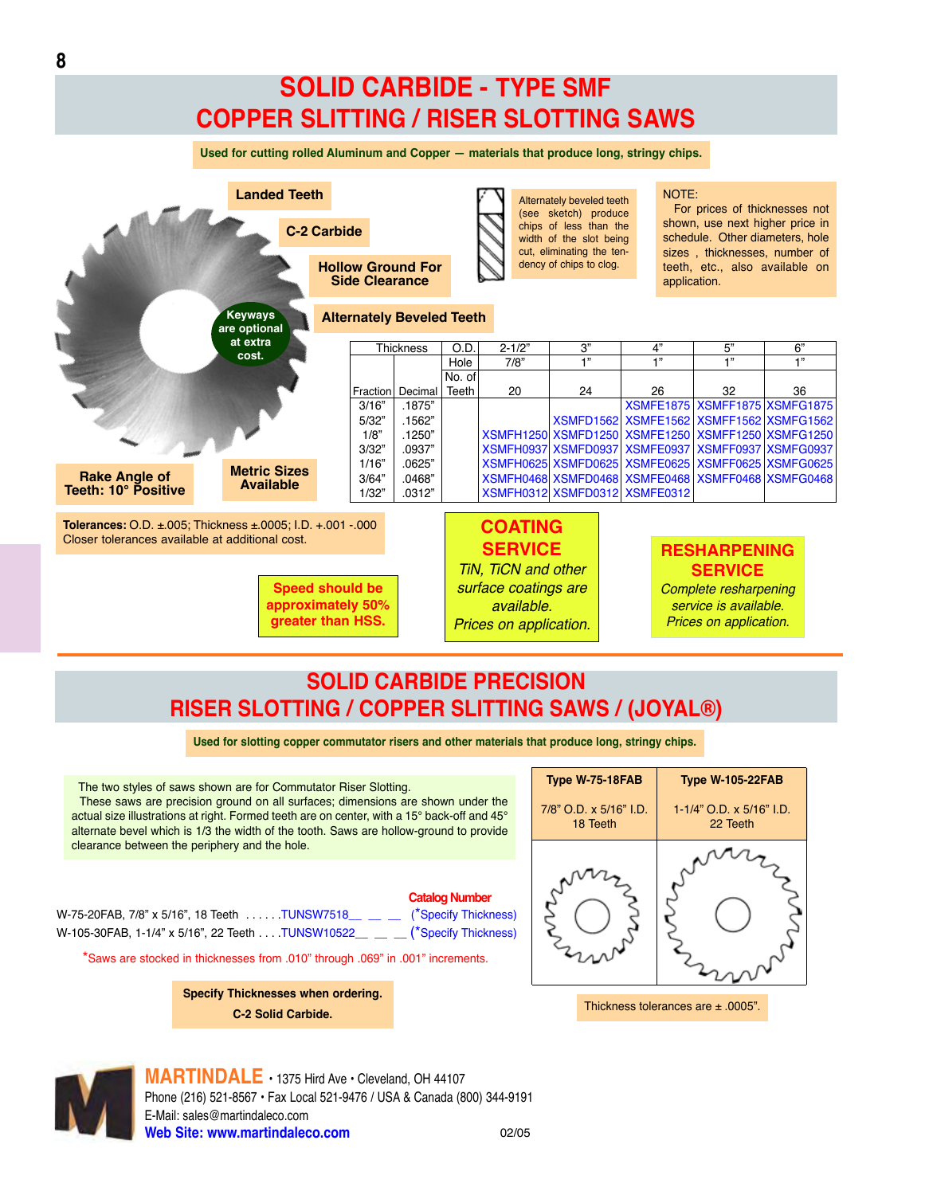# SOLID CARBIDE - TYPE SMF
# COPPER SLITTING / RISER SLOTTING SAWS

**Used for cutting rolled Aluminum and Copper — materials that produce long, stringy chips.**

**Landed Teeth**

**C-2 Carbide**

**Hollow Ground For Side Clearance**

**Alternately Beveled Teeth**

**Keyways are optional at extra cost.**

**Rake Angle of Teeth: 10° Positive**

**Metric Sizes Available**

Alternately beveled teeth (see sketch) produce chips of less than the width of the slot being cut, eliminating the tendency of chips to clog.

NOTE:
For prices of thicknesses not shown, use next higher price in schedule. Other diameters, hole sizes, thicknesses, number of teeth, etc., also available on application.

| Thickness | | O.D. | 2-1/2" | 3" | 4" | 5" | 6" |
|---|---|---|---|---|---|---|---|
| | | Hole | 7/8" | 1" | 1" | 1" | 1" |
| Fraction | Decimal | No. of Teeth | 20 | 24 | 26 | 32 | 36 |
| 3/16" | .1875" | | | | XSMFE1875 | XSMFF1875 | XSMFG1875 |
| 5/32" | .1562" | | | XSMFD1562 | XSMFE1562 | XSMFF1562 | XSMFG1562 |
| 1/8" | .1250" | | XSMFH1250 | XSMFD1250 | XSMFE1250 | XSMFF1250 | XSMFG1250 |
| 3/32" | .0937" | | XSMFH0937 | XSMFD0937 | XSMFE0937 | XSMFF0937 | XSMFG0937 |
| 1/16" | .0625" | | XSMFH0625 | XSMFD0625 | XSMFE0625 | XSMFF0625 | XSMFG0625 |
| 3/64" | .0468" | | XSMFH0468 | XSMFD0468 | XSMFE0468 | XSMFF0468 | XSMFG0468 |
| 1/32" | .0312" | | XSMFH0312 | XSMFD0312 | XSMFE0312 | | |

**Tolerances:** O.D. ±.005; Thickness ±.0005; I.D. +.001 -.000
Closer tolerances available at additional cost.

**Speed should be approximately 50% greater than HSS.**

**COATING SERVICE**
*TiN, TiCN and other surface coatings are available.*
*Prices on application.*

**RESHARPENING SERVICE**
*Complete resharpening service is available.*
*Prices on application.*

---

# SOLID CARBIDE PRECISION
# RISER SLOTTING / COPPER SLITTING SAWS / (JOYAL®)

**Used for slotting copper commutator risers and other materials that produce long, stringy chips.**

The two styles of saws shown are for Commutator Riser Slotting.
These saws are precision ground on all surfaces; dimensions are shown under the actual size illustrations at right. Formed teeth are on center, with a 15° back-off and 45° alternate bevel which is 1/3 the width of the tooth. Saws are hollow-ground to provide clearance between the periphery and the hole.

| Type W-75-18FAB | Type W-105-22FAB |
|---|---|
| 7/8" O.D. x 5/16" I.D. 18 Teeth | 1-1/4" O.D. x 5/16" I.D. 22 Teeth |

Thickness tolerances are ± .0005".

**Catalog Number**

W-75-20FAB, 7/8" x 5/16", 18 Teeth ......TUNSW7518__ __ __ (*Specify Thickness)
W-105-30FAB, 1-1/4" x 5/16", 22 Teeth ....TUNSW10522__ __ __ (*Specify Thickness)

*Saws are stocked in thicknesses from .010" through .069" in .001" increments.

**Specify Thicknesses when ordering.**
**C-2 Solid Carbide.**

**MARTINDALE** • 1375 Hird Ave • Cleveland, OH 44107
Phone (216) 521-8567 • Fax Local 521-9476 / USA & Canada (800) 344-9191
E-Mail: sales@martindaleco.com
**Web Site: www.martindaleco.com**

02/05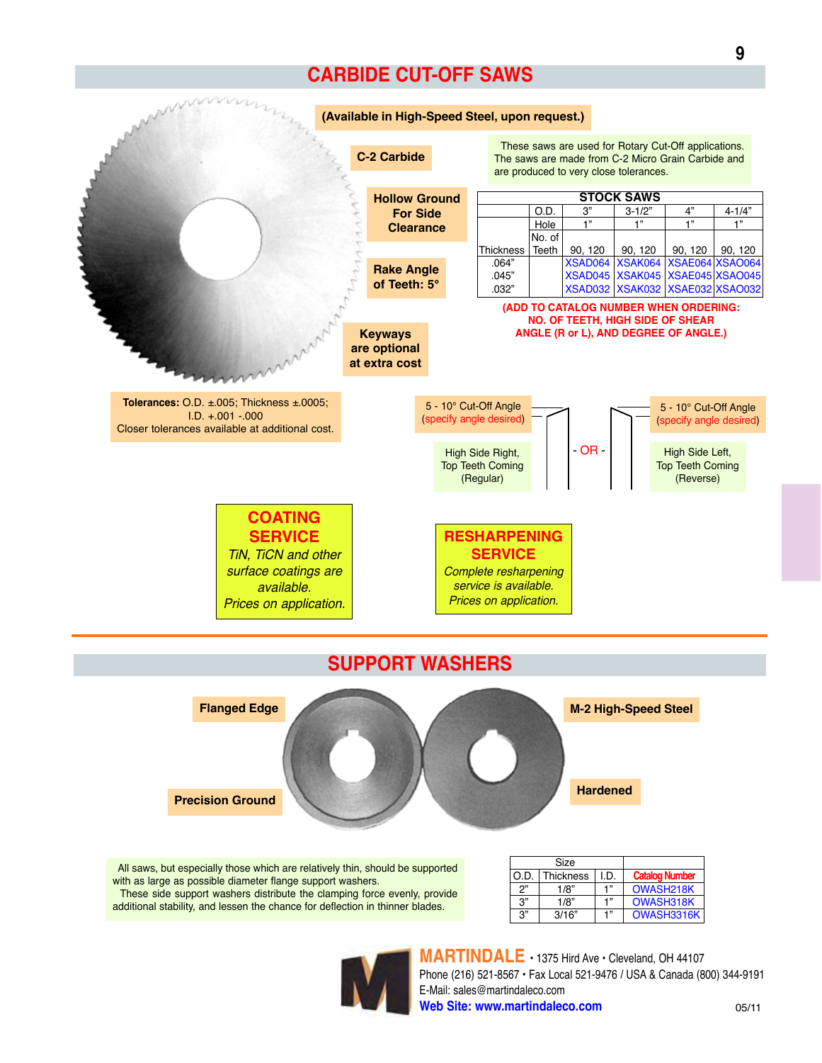# CARBIDE CUT-OFF SAWS

**(Available in High-Speed Steel, upon request.)**

**C-2 Carbide**

These saws are used for Rotary Cut-Off applications. The saws are made from C-2 Micro Grain Carbide and are produced to very close tolerances.

**Hollow Ground For Side Clearance**

**Rake Angle of Teeth: 5°**

**Keyways are optional at extra cost**

| STOCK SAWS | | | | | |
|---|---|---|---|---|---|
| | O.D. | 3" | 3-1/2" | 4" | 4-1/4" |
| | Hole | 1" | 1" | 1" | 1" |
| Thickness | No. of Teeth | 90, 120 | 90, 120 | 90, 120 | 90, 120 |
| .064" | | XSAD064 | XSAK064 | XSAE064 | XSAO064 |
| .045" | | XSAD045 | XSAK045 | XSAE045 | XSAO045 |
| .032" | | XSAD032 | XSAK032 | XSAE032 | XSAO032 |

**(ADD TO CATALOG NUMBER WHEN ORDERING: NO. OF TEETH, HIGH SIDE OF SHEAR ANGLE (R or L), AND DEGREE OF ANGLE.)**

**Tolerances:** O.D. ±.005; Thickness ±.0005; I.D. +.001 -.000
Closer tolerances available at additional cost.

5 - 10° Cut-Off Angle (specify angle desired)

High Side Right, Top Teeth Coming (Regular)

- OR -

5 - 10° Cut-Off Angle (specify angle desired)

High Side Left, Top Teeth Coming (Reverse)

**COATING SERVICE**
*TiN, TiCN and other surface coatings are available. Prices on application.*

**RESHARPENING SERVICE**
*Complete resharpening service is available. Prices on application.*

# SUPPORT WASHERS

**Flanged Edge**

**Precision Ground**

**M-2 High-Speed Steel**

**Hardened**

All saws, but especially those which are relatively thin, should be supported with as large as possible diameter flange support washers.
These side support washers distribute the clamping force evenly, provide additional stability, and lessen the chance for deflection in thinner blades.

| Size | | | |
|---|---|---|---|
| O.D. | Thickness | I.D. | Catalog Number |
| 2" | 1/8" | 1" | OWASH218K |
| 3" | 1/8" | 1" | OWASH318K |
| 3" | 3/16" | 1" | OWASH3316K |

**MARTINDALE** • 1375 Hird Ave • Cleveland, OH 44107
Phone (216) 521-8567 • Fax Local 521-9476 / USA & Canada (800) 344-9191
E-Mail: sales@martindaleco.com
**Web Site: www.martindaleco.com**

05/11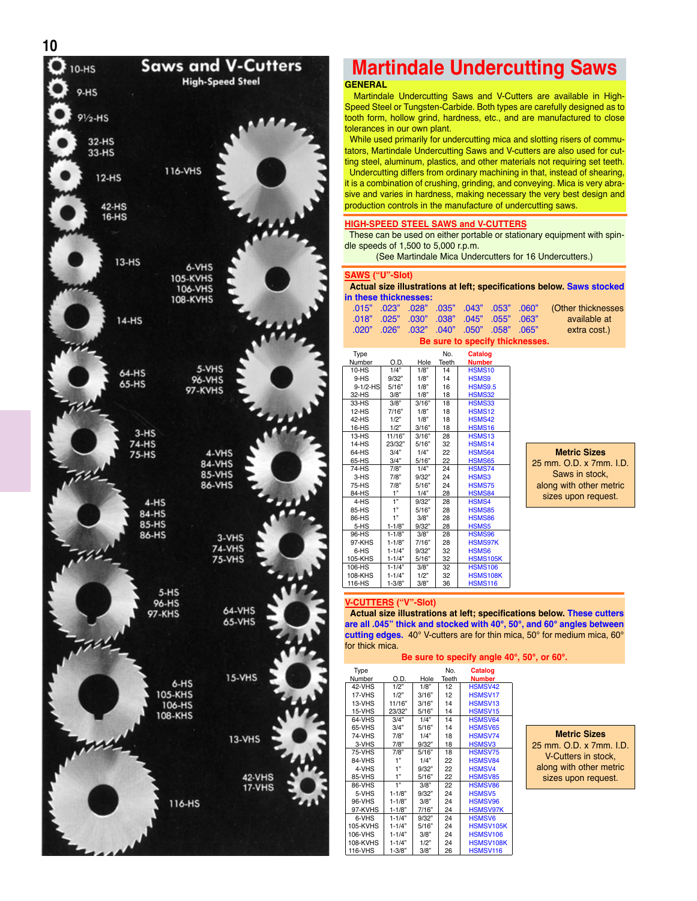# Saws and V-Cutters

High-Speed Steel

10-HS, 9-HS, 9½-HS, 32-HS, 33-HS, 12-HS, 42-HS, 16-HS, 13-HS, 14-HS, 64-HS, 65-HS, 3-HS, 74-HS, 75-HS, 4-HS, 84-HS, 85-HS, 86-HS, 5-HS, 96-HS, 97-KHS, 6-HS, 105-KHS, 106-HS, 108-KHS, 116-HS

116-VHS, 6-VHS, 105-KVHS, 106-VHS, 108-KVHS, 5-VHS, 96-VHS, 97-KVHS, 4-VHS, 84-VHS, 85-VHS, 86-VHS, 3-VHS, 74-VHS, 75-VHS, 64-VHS, 65-VHS, 15-VHS, 13-VHS, 42-VHS, 17-VHS

# Martindale Undercutting Saws

## GENERAL

Martindale Undercutting Saws and V-Cutters are available in High-Speed Steel or Tungsten-Carbide. Both types are carefully designed as to tooth form, hollow grind, hardness, etc., and are manufactured to close tolerances in our own plant.

While used primarily for undercutting mica and slotting risers of commutators, Martindale Undercutting Saws and V-cutters are also used for cutting steel, aluminum, plastics, and other materials not requiring set teeth.

Undercutting differs from ordinary machining in that, instead of shearing, it is a combination of crushing, grinding, and conveying. Mica is very abrasive and varies in hardness, making necessary the very best design and production controls in the manufacture of undercutting saws.

## HIGH-SPEED STEEL SAWS and V-CUTTERS

These can be used on either portable or stationary equipment with spindle speeds of 1,500 to 5,000 r.p.m.

(See Martindale Mica Undercutters for 16 Undercutters.)

## SAWS ("U"-Slot)

**Actual size illustrations at left; specifications below. Saws stocked in these thicknesses:**

.015" .023" .028" .035" .043" .053" .060"
.018" .025" .030" .038" .045" .055" .063"
.020" .026" .032" .040" .050" .058" .065"

(Other thicknesses available at extra cost.)

**Be sure to specify thicknesses.**

| Type Number | O.D. | Hole | No. Teeth | Catalog Number |
|---|---|---|---|---|
| 10-HS | 1/4" | 1/8" | 14 | HSMS10 |
| 9-HS | 9/32" | 1/8" | 14 | HSMS9 |
| 9-1/2-HS | 5/16" | 1/8" | 16 | HSMS9.5 |
| 32-HS | 3/8" | 1/8" | 18 | HSMS32 |
| 33-HS | 3/8" | 3/16" | 18 | HSMS33 |
| 12-HS | 7/16" | 1/8" | 18 | HSMS12 |
| 42-HS | 1/2" | 1/8" | 18 | HSMS42 |
| 16-HS | 1/2" | 3/16" | 18 | HSMS16 |
| 13-HS | 11/16" | 3/16" | 28 | HSMS13 |
| 14-HS | 23/32" | 5/16" | 32 | HSMS14 |
| 64-HS | 3/4" | 1/4" | 22 | HSMS64 |
| 65-HS | 3/4" | 5/16" | 22 | HSMS65 |
| 74-HS | 7/8" | 1/4" | 24 | HSMS74 |
| 3-HS | 7/8" | 9/32" | 24 | HSMS3 |
| 75-HS | 7/8" | 5/16" | 24 | HSMS75 |
| 84-HS | 1" | 1/4" | 28 | HSMS84 |
| 4-HS | 1" | 9/32" | 28 | HSMS4 |
| 85-HS | 1" | 5/16" | 28 | HSMS85 |
| 86-HS | 1" | 3/8" | 28 | HSMS86 |
| 5-HS | 1-1/8" | 9/32" | 28 | HSMS5 |
| 96-HS | 1-1/8" | 3/8" | 28 | HSMS96 |
| 97-KHS | 1-1/8" | 7/16" | 28 | HSMS97K |
| 6-HS | 1-1/4" | 9/32" | 32 | HSMS6 |
| 105-KHS | 1-1/4" | 5/16" | 32 | HSMS105K |
| 106-HS | 1-1/4" | 3/8" | 32 | HSMS106 |
| 108-KHS | 1-1/4" | 1/2" | 32 | HSMS108K |
| 116-HS | 1-3/8" | 3/8" | 36 | HSMS116 |

**Metric Sizes**
25 mm. O.D. x 7mm. I.D. Saws in stock, along with other metric sizes upon request.

## V-CUTTERS ("V"-Slot)

**Actual size illustrations at left; specifications below. These cutters are all .045" thick and stocked with 40°, 50°, and 60° angles between cutting edges.** 40° V-cutters are for thin mica, 50° for medium mica, 60° for thick mica.

**Be sure to specify angle 40°, 50°, or 60°.**

| Type Number | O.D. | Hole | No. Teeth | Catalog Number |
|---|---|---|---|---|
| 42-VHS | 1/2" | 1/8" | 12 | HSMSV42 |
| 17-VHS | 1/2" | 3/16" | 12 | HSMSV17 |
| 13-VHS | 11/16" | 3/16" | 14 | HSMSV13 |
| 15-VHS | 23/32" | 5/16" | 14 | HSMSV15 |
| 64-VHS | 3/4" | 1/4" | 14 | HSMSV64 |
| 65-VHS | 3/4" | 5/16" | 14 | HSMSV65 |
| 74-VHS | 7/8" | 1/4" | 18 | HSMSV74 |
| 3-VHS | 7/8" | 9/32" | 18 | HSMSV3 |
| 75-VHS | 7/8" | 5/16" | 18 | HSMSV75 |
| 84-VHS | 1" | 1/4" | 22 | HSMSV84 |
| 4-VHS | 1" | 9/32" | 22 | HSMSV4 |
| 85-VHS | 1" | 5/16" | 22 | HSMSV85 |
| 86-VHS | 1" | 3/8" | 22 | HSMSV86 |
| 5-VHS | 1-1/8" | 9/32" | 24 | HSMSV5 |
| 96-VHS | 1-1/8" | 3/8" | 24 | HSMSV96 |
| 97-KVHS | 1-1/8" | 7/16" | 24 | HSMSV97K |
| 6-VHS | 1-1/4" | 9/32" | 24 | HSMSV6 |
| 105-KVHS | 1-1/4" | 5/16" | 24 | HSMSV105K |
| 106-VHS | 1-1/4" | 3/8" | 24 | HSMSV106 |
| 108-KVHS | 1-1/4" | 1/2" | 24 | HSMSV108K |
| 116-VHS | 1-3/8" | 3/8" | 26 | HSMSV116 |

**Metric Sizes**
25 mm. O.D. x 7mm. I.D. V-Cutters in stock, along with other metric sizes upon request.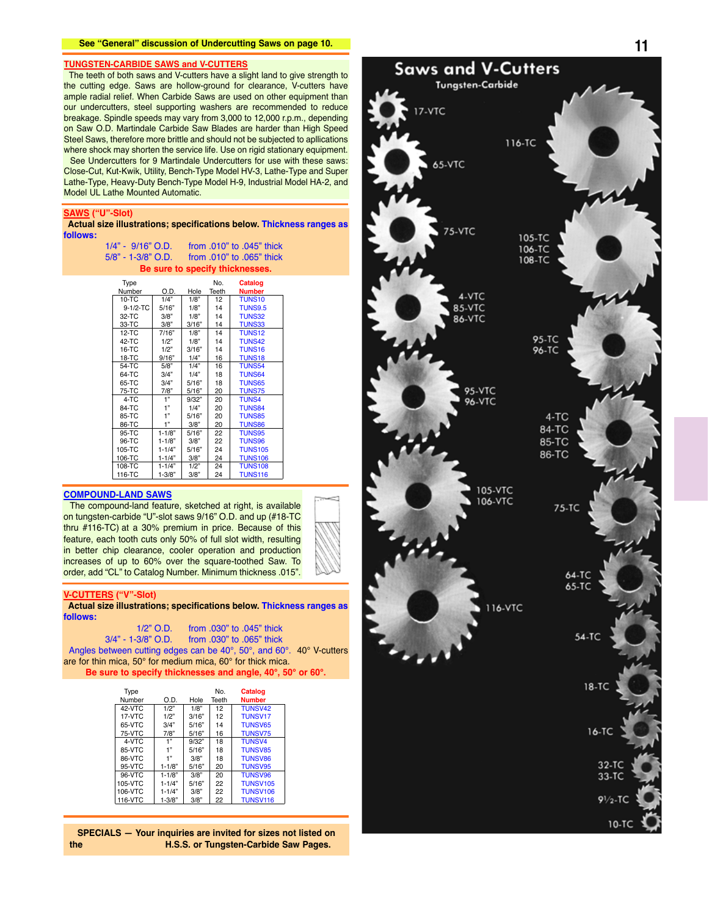See "General" discussion of Undercutting Saws on page 10.

## TUNGSTEN-CARBIDE SAWS and V-CUTTERS

The teeth of both saws and V-cutters have a slight land to give strength to the cutting edge. Saws are hollow-ground for clearance, V-cutters have ample radial relief. When Carbide Saws are used on other equipment than our undercutters, steel supporting washers are recommended to reduce breakage. Spindle speeds may vary from 3,000 to 12,000 r.p.m., depending on Saw O.D. Martindale Carbide Saw Blades are harder than High Speed Steel Saws, therefore more brittle and should not be subjected to apllications where shock may shorten the service life. Use on rigid stationary equipment.

See Undercutters for 9 Martindale Undercutters for use with these saws: Close-Cut, Kut-Kwik, Utility, Bench-Type Model HV-3, Lathe-Type and Super Lathe-Type, Heavy-Duty Bench-Type Model H-9, Industrial Model HA-2, and Model UL Lathe Mounted Automatic.

## SAWS ("U"-Slot)

**Actual size illustrations; specifications below. Thickness ranges as follows:**

1/4" - 9/16" O.D. from .010" to .045" thick
5/8" - 1-3/8" O.D. from .010" to .065" thick

**Be sure to specify thicknesses.**

| Type Number | O.D. | Hole | No. Teeth | Catalog Number |
|---|---|---|---|---|
| 10-TC | 1/4" | 1/8" | 12 | TUNS10 |
| 9-1/2-TC | 5/16" | 1/8" | 14 | TUNS9.5 |
| 32-TC | 3/8" | 1/8" | 14 | TUNS32 |
| 33-TC | 3/8" | 3/16" | 14 | TUNS33 |
| 12-TC | 7/16" | 1/8" | 14 | TUNS12 |
| 42-TC | 1/2" | 1/8" | 14 | TUNS42 |
| 16-TC | 1/2" | 3/16" | 14 | TUNS16 |
| 18-TC | 9/16" | 1/4" | 16 | TUNS18 |
| 54-TC | 5/8" | 1/4" | 16 | TUNS54 |
| 64-TC | 3/4" | 1/4" | 18 | TUNS64 |
| 65-TC | 3/4" | 5/16" | 18 | TUNS65 |
| 75-TC | 7/8" | 5/16" | 20 | TUNS75 |
| 4-TC | 1" | 9/32" | 20 | TUNS4 |
| 84-TC | 1" | 1/4" | 20 | TUNS84 |
| 85-TC | 1" | 5/16" | 20 | TUNS85 |
| 86-TC | 1" | 3/8" | 20 | TUNS86 |
| 95-TC | 1-1/8" | 5/16" | 22 | TUNS95 |
| 96-TC | 1-1/8" | 3/8" | 22 | TUNS96 |
| 105-TC | 1-1/4" | 5/16" | 24 | TUNS105 |
| 106-TC | 1-1/4" | 3/8" | 24 | TUNS106 |
| 108-TC | 1-1/4" | 1/2" | 24 | TUNS108 |
| 116-TC | 1-3/8" | 3/8" | 24 | TUNS116 |

## COMPOUND-LAND SAWS

The compound-land feature, sketched at right, is available on tungsten-carbide "U"-slot saws 9/16" O.D. and up (#18-TC thru #116-TC) at a 30% premium in price. Because of this feature, each tooth cuts only 50% of full slot width, resulting in better chip clearance, cooler operation and production increases of up to 60% over the square-toothed Saw. To order, add "CL" to Catalog Number. Minimum thickness .015".

## V-CUTTERS ("V"-Slot)

**Actual size illustrations; specifications below. Thickness ranges as follows:**

1/2" O.D. from .030" to .045" thick
3/4" - 1-3/8" O.D. from .030" to .065" thick

Angles between cutting edges can be 40°, 50°, and 60°. 40° V-cutters are for thin mica, 50° for medium mica, 60° for thick mica.

**Be sure to specify thicknesses and angle, 40°, 50° or 60°.**

| Type Number | O.D. | Hole | No. Teeth | Catalog Number |
|---|---|---|---|---|
| 42-VTC | 1/2" | 1/8" | 12 | TUNSV42 |
| 17-VTC | 1/2" | 3/16" | 12 | TUNSV17 |
| 65-VTC | 3/4" | 5/16" | 14 | TUNSV65 |
| 75-VTC | 7/8" | 5/16" | 16 | TUNSV75 |
| 4-VTC | 1" | 9/32" | 18 | TUNSV4 |
| 85-VTC | 1" | 5/16" | 18 | TUNSV85 |
| 86-VTC | 1" | 3/8" | 18 | TUNSV86 |
| 95-VTC | 1-1/8" | 5/16" | 20 | TUNSV95 |
| 96-VTC | 1-1/8" | 3/8" | 20 | TUNSV96 |
| 105-VTC | 1-1/4" | 5/16" | 22 | TUNSV105 |
| 106-VTC | 1-1/4" | 3/8" | 22 | TUNSV106 |
| 116-VTC | 1-3/8" | 3/8" | 22 | TUNSV116 |

**SPECIALS — Your inquiries are invited for sizes not listed on the H.S.S. or Tungsten-Carbide Saw Pages.**

## Saws and V-Cutters

Tungsten-Carbide

17-VTC, 116-TC, 65-VTC, 75-VTC, 105-TC, 106-TC, 108-TC, 4-VTC, 85-VTC, 86-VTC, 95-TC, 96-TC, 95-VTC, 96-VTC, 4-TC, 84-TC, 85-TC, 86-TC, 105-VTC, 106-VTC, 75-TC, 64-TC, 65-TC, 116-VTC, 54-TC, 18-TC, 16-TC, 32-TC, 33-TC, 9½-TC, 10-TC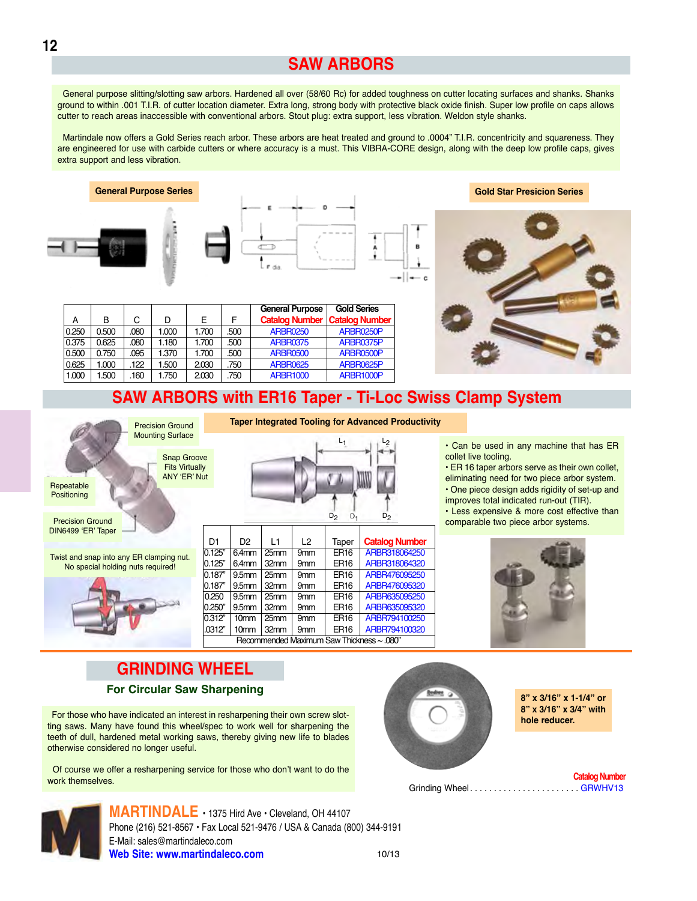# SAW ARBORS

General purpose slitting/slotting saw arbors. Hardened all over (58/60 Rc) for added toughness on cutter locating surfaces and shanks. Shanks ground to within .001 T.I.R. of cutter location diameter. Extra long, strong body with protective black oxide finish. Super low profile on caps allows cutter to reach areas inaccessible with conventional arbors. Stout plug: extra support, less vibration. Weldon style shanks.

Martindale now offers a Gold Series reach arbor. These arbors are heat treated and ground to .0004" T.I.R. concentricity and squareness. They are engineered for use with carbide cutters or where accuracy is a must. This VIBRA-CORE design, along with the deep low profile caps, gives extra support and less vibration.

**General Purpose Series**

**Gold Star Presicion Series**

| A | B | C | D | E | F | General Purpose Catalog Number | Gold Series Catalog Number |
|---|---|---|---|---|---|---|---|
| 0.250 | 0.500 | .080 | 1.000 | 1.700 | .500 | ARBR0250 | ARBR0250P |
| 0.375 | 0.625 | .080 | 1.180 | 1.700 | .500 | ARBR0375 | ARBR0375P |
| 0.500 | 0.750 | .095 | 1.370 | 1.700 | .500 | ARBR0500 | ARBR0500P |
| 0.625 | 1.000 | .122 | 1.500 | 2.030 | .750 | ARBR0625 | ARBR0625P |
| 1.000 | 1.500 | .160 | 1.750 | 2.030 | .750 | ARBR1000 | ARBR1000P |

## SAW ARBORS with ER16 Taper - Ti-Loc Swiss Clamp System

Precision Ground Mounting Surface

Snap Groove Fits Virtually ANY 'ER' Nut

Repeatable Positioning

Precision Ground DIN6499 'ER' Taper

Twist and snap into any ER clamping nut. No special holding nuts required!

**Taper Integrated Tooling for Advanced Productivity**

| D1 | D2 | L1 | L2 | Taper | Catalog Number |
|---|---|---|---|---|---|
| 0.125" | 6.4mm | 25mm | 9mm | ER16 | ARBR318064250 |
| 0.125" | 6.4mm | 32mm | 9mm | ER16 | ARBR318064320 |
| 0.187" | 9.5mm | 25mm | 9mm | ER16 | ARBR476095250 |
| 0.187" | 9.5mm | 32mm | 9mm | ER16 | ARBR476095320 |
| 0.250 | 9.5mm | 25mm | 9mm | ER16 | ARBR635095250 |
| 0.250" | 9.5mm | 32mm | 9mm | ER16 | ARBR635095320 |
| 0.312" | 10mm | 25mm | 9mm | ER16 | ARBR794100250 |
| .0312" | 10mm | 32mm | 9mm | ER16 | ARBR794100320 |
| Recommended Maximum Saw Thickness ~ .080" | | | | | |

- Can be used in any machine that has ER collet live tooling.
- ER 16 taper arbors serve as their own collet, eliminating need for two piece arbor system.
- One piece design adds rigidity of set-up and improves total indicated run-out (TIR).
- Less expensive & more cost effective than comparable two piece arbor systems.

## GRINDING WHEEL

### For Circular Saw Sharpening

For those who have indicated an interest in resharpening their own screw slotting saws. Many have found this wheel/spec to work well for sharpening the teeth of dull, hardened metal working saws, thereby giving new life to blades otherwise considered no longer useful.

Of course we offer a resharpening service for those who don't want to do the work themselves.

**8" x 3/16" x 1-1/4" or 8" x 3/16" x 3/4" with hole reducer.**

| | Catalog Number |
|---|---|
| Grinding Wheel | GRWHV13 |

**MARTINDALE** • 1375 Hird Ave • Cleveland, OH 44107
Phone (216) 521-8567 • Fax Local 521-9476 / USA & Canada (800) 344-9191
E-Mail: sales@martindaleco.com
**Web Site: www.martindaleco.com**

10/13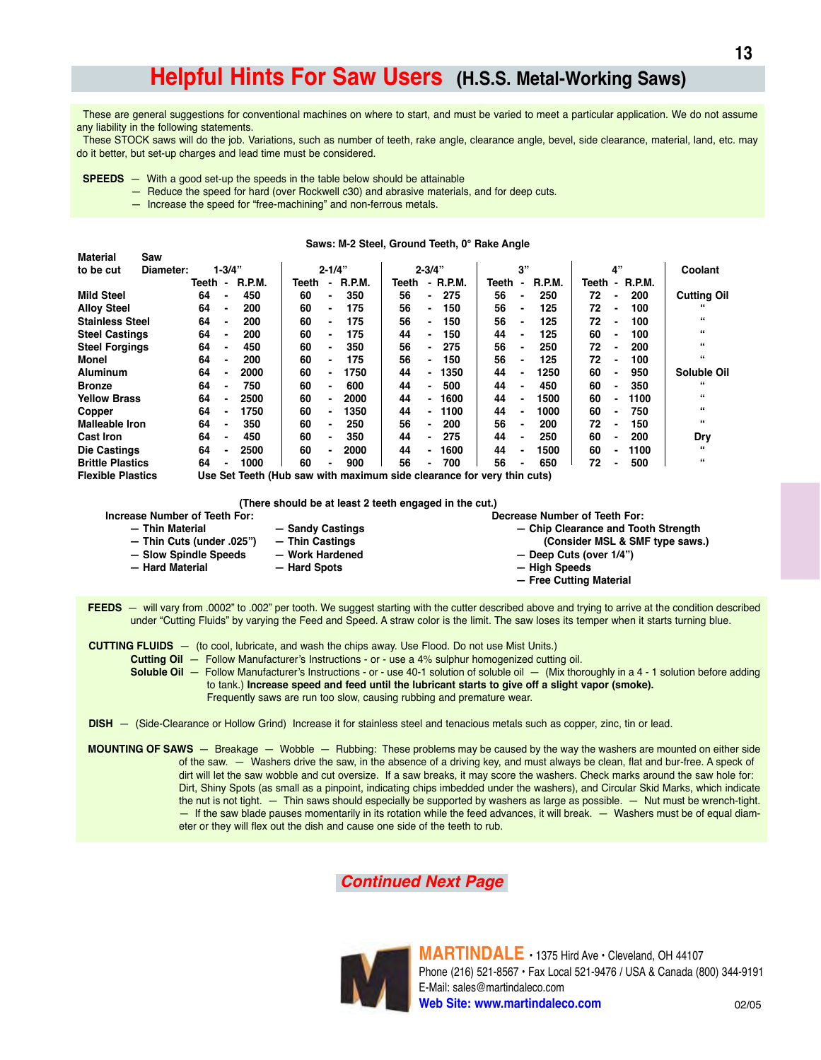# Helpful Hints For Saw Users (H.S.S. Metal-Working Saws)

These are general suggestions for conventional machines on where to start, and must be varied to meet a particular application. We do not assume any liability in the following statements.

These STOCK saws will do the job. Variations, such as number of teeth, rake angle, clearance angle, bevel, side clearance, material, land, etc. may do it better, but set-up charges and lead time must be considered.

**SPEEDS** — With a good set-up the speeds in the table below should be attainable
— Reduce the speed for hard (over Rockwell c30) and abrasive materials, and for deep cuts.
— Increase the speed for "free-machining" and non-ferrous metals.

**Saws: M-2 Steel, Ground Teeth, 0° Rake Angle**

| Material to be cut | Saw Diameter: 1-3/4" Teeth | R.P.M. | 2-1/4" Teeth | R.P.M. | 2-3/4" Teeth | R.P.M. | 3" Teeth | R.P.M. | 4" Teeth | R.P.M. | Coolant |
|---|---|---|---|---|---|---|---|---|---|---|---|
| Mild Steel | 64 | 450 | 60 | 350 | 56 | 275 | 56 | 250 | 72 | 200 | Cutting Oil |
| Alloy Steel | 64 | 200 | 60 | 175 | 56 | 150 | 56 | 125 | 72 | 100 | " |
| Stainless Steel | 64 | 200 | 60 | 175 | 56 | 150 | 56 | 125 | 72 | 100 | " |
| Steel Castings | 64 | 200 | 60 | 175 | 44 | 150 | 44 | 125 | 60 | 100 | " |
| Steel Forgings | 64 | 450 | 60 | 350 | 56 | 275 | 56 | 250 | 72 | 200 | " |
| Monel | 64 | 200 | 60 | 175 | 56 | 150 | 56 | 125 | 72 | 100 | " |
| Aluminum | 64 | 2000 | 60 | 1750 | 44 | 1350 | 44 | 1250 | 60 | 950 | Soluble Oil |
| Bronze | 64 | 750 | 60 | 600 | 44 | 500 | 44 | 450 | 60 | 350 | " |
| Yellow Brass | 64 | 2500 | 60 | 2000 | 44 | 1600 | 44 | 1500 | 60 | 1100 | " |
| Copper | 64 | 1750 | 60 | 1350 | 44 | 1100 | 44 | 1000 | 60 | 750 | " |
| Malleable Iron | 64 | 350 | 60 | 250 | 56 | 200 | 56 | 200 | 72 | 150 | " |
| Cast Iron | 64 | 450 | 60 | 350 | 44 | 275 | 44 | 250 | 60 | 200 | Dry |
| Die Castings | 64 | 2500 | 60 | 2000 | 44 | 1600 | 44 | 1500 | 60 | 1100 | " |
| Brittle Plastics | 64 | 1000 | 60 | 900 | 56 | 700 | 56 | 650 | 72 | 500 | " |
| Flexible Plastics | Use Set Teeth (Hub saw with maximum side clearance for very thin cuts) | | | | | | | | | | |

**(There should be at least 2 teeth engaged in the cut.)**

**Increase Number of Teeth For:**
- Thin Material
- Thin Cuts (under .025")
- Slow Spindle Speeds
- Hard Material
- Sandy Castings
- Thin Castings
- Work Hardened
- Hard Spots

**Decrease Number of Teeth For:**
- Chip Clearance and Tooth Strength (Consider MSL & SMF type saws.)
- Deep Cuts (over 1/4")
- High Speeds
- Free Cutting Material

**FEEDS** — will vary from .0002" to .002" per tooth. We suggest starting with the cutter described above and trying to arrive at the condition described under "Cutting Fluids" by varying the Feed and Speed. A straw color is the limit. The saw loses its temper when it starts turning blue.

**CUTTING FLUIDS** — (to cool, lubricate, and wash the chips away. Use Flood. Do not use Mist Units.)

**Cutting Oil** — Follow Manufacturer's Instructions - or - use a 4% sulphur homogenized cutting oil.

**Soluble Oil** — Follow Manufacturer's Instructions - or - use 40-1 solution of soluble oil — (Mix thoroughly in a 4 - 1 solution before adding to tank.) **Increase speed and feed until the lubricant starts to give off a slight vapor (smoke).** Frequently saws are run too slow, causing rubbing and premature wear.

**DISH** — (Side-Clearance or Hollow Grind) Increase it for stainless steel and tenacious metals such as copper, zinc, tin or lead.

**MOUNTING OF SAWS** — Breakage — Wobble — Rubbing: These problems may be caused by the way the washers are mounted on either side of the saw. — Washers drive the saw, in the absence of a driving key, and must always be clean, flat and bur-free. A speck of dirt will let the saw wobble and cut oversize. If a saw breaks, it may score the washers. Check marks around the saw hole for: Dirt, Shiny Spots (as small as a pinpoint, indicating chips imbedded under the washers), and Circular Skid Marks, which indicate the nut is not tight. — Thin saws should especially be supported by washers as large as possible. — Nut must be wrench-tight. — If the saw blade pauses momentarily in its rotation while the feed advances, it will break. — Washers must be of equal diameter or they will flex out the dish and cause one side of the teeth to rub.

*Continued Next Page*

**MARTINDALE** • 1375 Hird Ave • Cleveland, OH 44107
Phone (216) 521-8567 • Fax Local 521-9476 / USA & Canada (800) 344-9191
E-Mail: sales@martindaleco.com
**Web Site: www.martindaleco.com**

02/05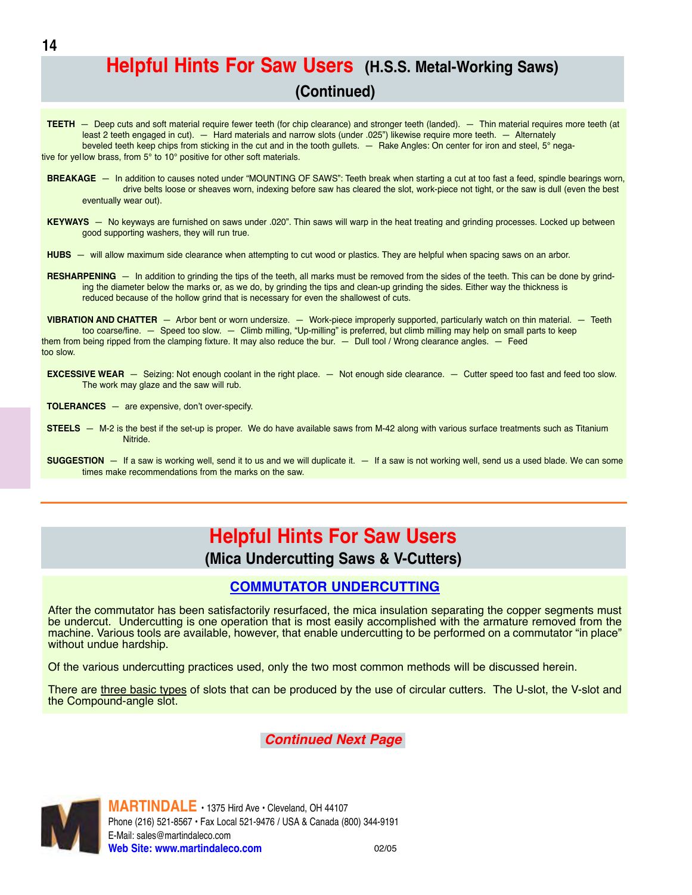# Helpful Hints For Saw Users (H.S.S. Metal-Working Saws) (Continued)

**TEETH** — Deep cuts and soft material require fewer teeth (for chip clearance) and stronger teeth (landed). — Thin material requires more teeth (at least 2 teeth engaged in cut). — Hard materials and narrow slots (under .025") likewise require more teeth. — Alternately beveled teeth keep chips from sticking in the cut and in the tooth gullets. — Rake Angles: On center for iron and steel, 5° negative for yellow brass, from 5° to 10° positive for other soft materials.

**BREAKAGE** — In addition to causes noted under "MOUNTING OF SAWS": Teeth break when starting a cut at too fast a feed, spindle bearings worn, drive belts loose or sheaves worn, indexing before saw has cleared the slot, work-piece not tight, or the saw is dull (even the best eventually wear out).

**KEYWAYS** — No keyways are furnished on saws under .020". Thin saws will warp in the heat treating and grinding processes. Locked up between good supporting washers, they will run true.

**HUBS** — will allow maximum side clearance when attempting to cut wood or plastics. They are helpful when spacing saws on an arbor.

**RESHARPENING** — In addition to grinding the tips of the teeth, all marks must be removed from the sides of the teeth. This can be done by grinding the diameter below the marks or, as we do, by grinding the tips and clean-up grinding the sides. Either way the thickness is reduced because of the hollow grind that is necessary for even the shallowest of cuts.

**VIBRATION AND CHATTER** — Arbor bent or worn undersize. — Work-piece improperly supported, particularly watch on thin material. — Teeth too coarse/fine. — Speed too slow. — Climb milling, "Up-milling" is preferred, but climb milling may help on small parts to keep them from being ripped from the clamping fixture. It may also reduce the bur. — Dull tool / Wrong clearance angles. — Feed too slow.

**EXCESSIVE WEAR** — Seizing: Not enough coolant in the right place. — Not enough side clearance. — Cutter speed too fast and feed too slow. The work may glaze and the saw will rub.

**TOLERANCES** — are expensive, don't over-specify.

**STEELS** — M-2 is the best if the set-up is proper. We do have available saws from M-42 along with various surface treatments such as Titanium Nitride.

**SUGGESTION** — If a saw is working well, send it to us and we will duplicate it. — If a saw is not working well, send us a used blade. We can sometimes make recommendations from the marks on the saw.

---

# Helpful Hints For Saw Users (Mica Undercutting Saws & V-Cutters)

## COMMUTATOR UNDERCUTTING

After the commutator has been satisfactorily resurfaced, the mica insulation separating the copper segments must be undercut. Undercutting is one operation that is most easily accomplished with the armature removed from the machine. Various tools are available, however, that enable undercutting to be performed on a commutator "in place" without undue hardship.

Of the various undercutting practices used, only the two most common methods will be discussed herein.

There are three basic types of slots that can be produced by the use of circular cutters. The U-slot, the V-slot and the Compound-angle slot.

***Continued Next Page***

**MARTINDALE** • 1375 Hird Ave • Cleveland, OH 44107
Phone (216) 521-8567 • Fax Local 521-9476 / USA & Canada (800) 344-9191
E-Mail: sales@martindaleco.com
**Web Site: www.martindaleco.com**

02/05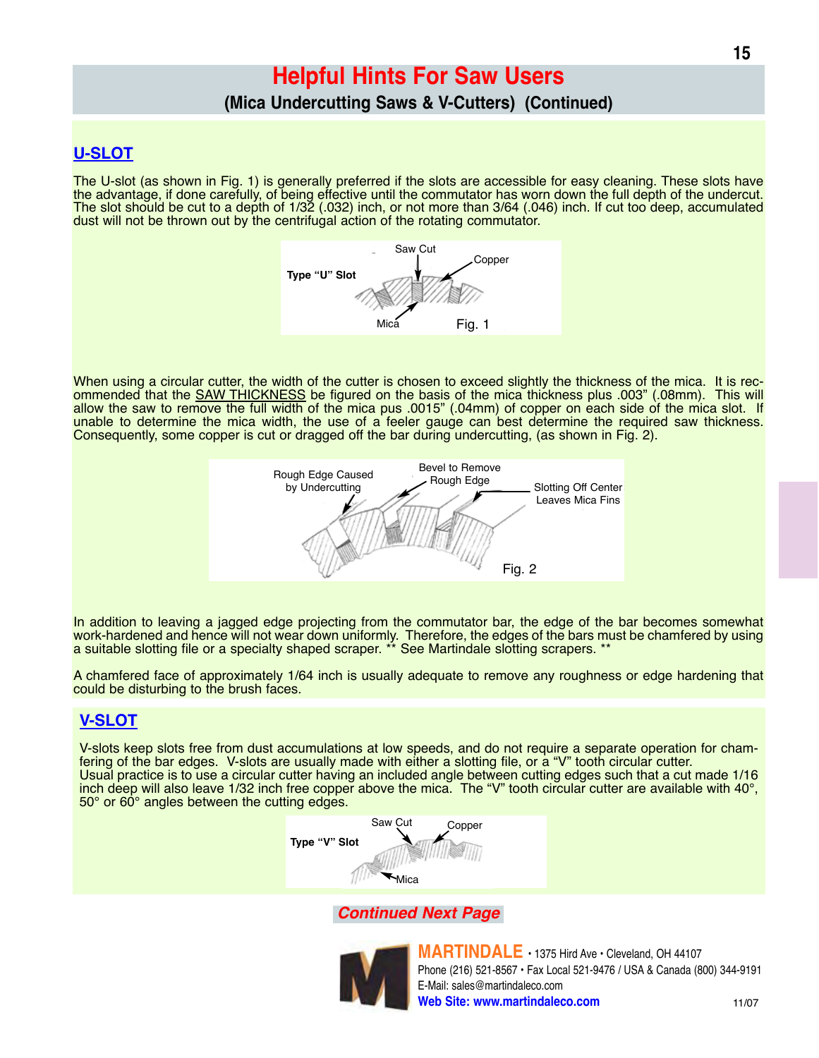# Helpful Hints For Saw Users

## (Mica Undercutting Saws & V-Cutters) (Continued)

### U-SLOT

The U-slot (as shown in Fig. 1) is generally preferred if the slots are accessible for easy cleaning. These slots have the advantage, if done carefully, of being effective until the commutator has worn down the full depth of the undercut. The slot should be cut to a depth of 1/32 (.032) inch, or not more than 3/64 (.046) inch. If cut too deep, accumulated dust will not be thrown out by the centrifugal action of the rotating commutator.

Type "U" Slot — Saw Cut, Copper, Mica

Fig. 1

When using a circular cutter, the width of the cutter is chosen to exceed slightly the thickness of the mica. It is recommended that the SAW THICKNESS be figured on the basis of the mica thickness plus .003" (.08mm). This will allow the saw to remove the full width of the mica pus .0015" (.04mm) of copper on each side of the mica slot. If unable to determine the mica width, the use of a feeler gauge can best determine the required saw thickness. Consequently, some copper is cut or dragged off the bar during undercutting, (as shown in Fig. 2).

Rough Edge Caused by Undercutting — Bevel to Remove Rough Edge — Slotting Off Center Leaves Mica Fins

Fig. 2

In addition to leaving a jagged edge projecting from the commutator bar, the edge of the bar becomes somewhat work-hardened and hence will not wear down uniformly. Therefore, the edges of the bars must be chamfered by using a suitable slotting file or a specialty shaped scraper. ** See Martindale slotting scrapers. **

A chamfered face of approximately 1/64 inch is usually adequate to remove any roughness or edge hardening that could be disturbing to the brush faces.

### V-SLOT

V-slots keep slots free from dust accumulations at low speeds, and do not require a separate operation for chamfering of the bar edges. V-slots are usually made with either a slotting file, or a "V" tooth circular cutter.
Usual practice is to use a circular cutter having an included angle between cutting edges such that a cut made 1/16 inch deep will also leave 1/32 inch free copper above the mica. The "V" tooth circular cutter are available with 40°, 50° or 60° angles between the cutting edges.

Type "V" Slot — Saw Cut, Copper, Mica

*Continued Next Page*

**MARTINDALE** • 1375 Hird Ave • Cleveland, OH 44107
Phone (216) 521-8567 • Fax Local 521-9476 / USA & Canada (800) 344-9191
E-Mail: sales@martindaleco.com
**Web Site: www.martindaleco.com**

11/07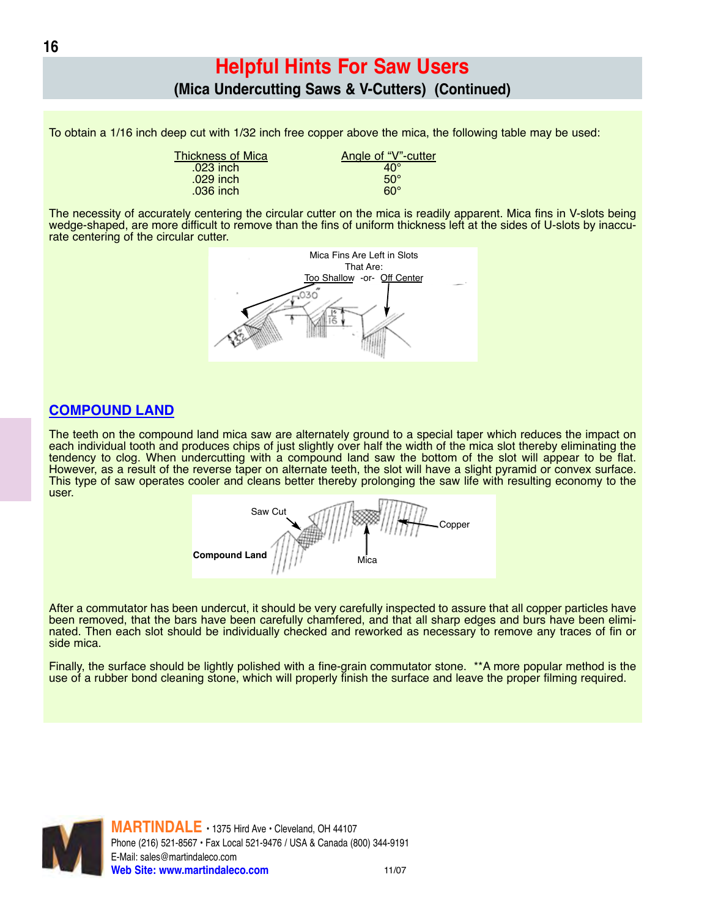# Helpful Hints For Saw Users

## (Mica Undercutting Saws & V-Cutters) (Continued)

To obtain a 1/16 inch deep cut with 1/32 inch free copper above the mica, the following table may be used:

| Thickness of Mica | Angle of "V"-cutter |
|---|---|
| .023 inch | 40° |
| .029 inch | 50° |
| .036 inch | 60° |

The necessity of accurately centering the circular cutter on the mica is readily apparent. Mica fins in V-slots being wedge-shaped, are more difficult to remove than the fins of uniform thickness left at the sides of U-slots by inaccurate centering of the circular cutter.

Mica Fins Are Left in Slots That Are:
Too Shallow -or- Off Center

.030

1/32

1/16

## COMPOUND LAND

The teeth on the compound land mica saw are alternately ground to a special taper which reduces the impact on each individual tooth and produces chips of just slightly over half the width of the mica slot thereby eliminating the tendency to clog. When undercutting with a compound land saw the bottom of the slot will appear to be flat. However, as a result of the reverse taper on alternate teeth, the slot will have a slight pyramid or convex surface. This type of saw operates cooler and cleans better thereby prolonging the saw life with resulting economy to the user.

Saw Cut

Copper

Compound Land

Mica

After a commutator has been undercut, it should be very carefully inspected to assure that all copper particles have been removed, that the bars have been carefully chamfered, and that all sharp edges and burs have been eliminated. Then each slot should be individually checked and reworked as necessary to remove any traces of fin or side mica.

Finally, the surface should be lightly polished with a fine-grain commutator stone. **A more popular method is the use of a rubber bond cleaning stone, which will properly finish the surface and leave the proper filming required.

**MARTINDALE** • 1375 Hird Ave • Cleveland, OH 44107
Phone (216) 521-8567 • Fax Local 521-9476 / USA & Canada (800) 344-9191
E-Mail: sales@martindaleco.com
**Web Site: www.martindaleco.com**

11/07